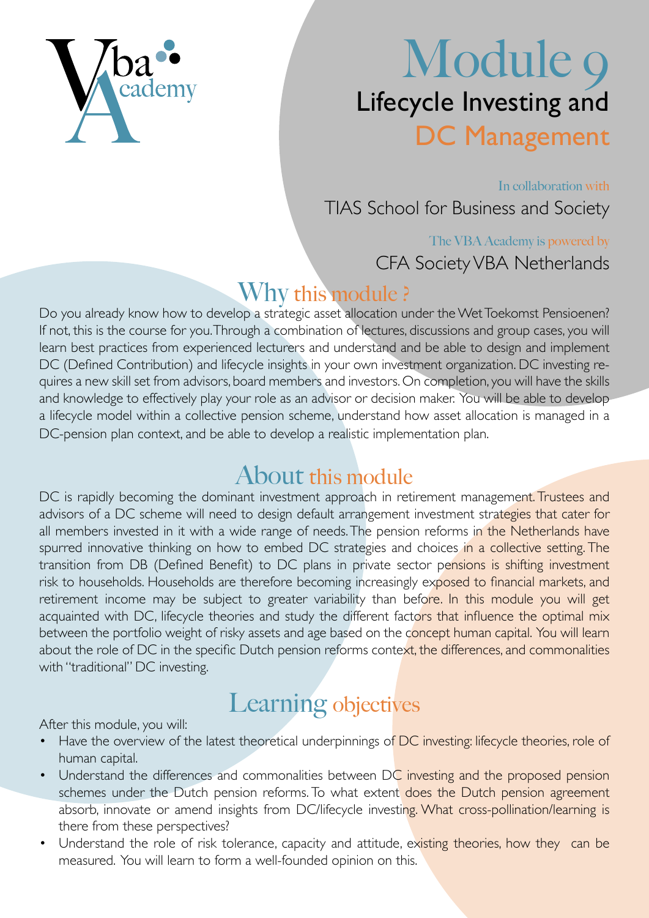Vba Academy

# Module 9

## Lifecycle Investing and DC Management

In collaboration with

TIAS School for Business and Society

The VBA Academy is powered by

CFA Society VBA Netherlands

## Why this module ?

Do you already know how to develop a strategic asset allocation under the Wet Toekomst Pensioenen? If not, this is the course for you. Through a combination of lectures, discussions and group cases, you will learn best practices from experienced lecturers and understand and be able to design and implement DC (Defined Contribution) and lifecycle insights in your own investment organization. DC investing requires a new skill set from advisors, board members and investors. On completion, you will have the skills and knowledge to effectively play your role as an advisor or decision maker. You will be able to develop a lifecycle model within a collective pension scheme, understand how asset allocation is managed in a DC-pension plan context, and be able to develop a realistic implementation plan.

## About this module

DC is rapidly becoming the dominant investment approach in retirement management. Trustees and advisors of a DC scheme will need to design default arrangement investment strategies that cater for all members invested in it with a wide range of needs. The pension reforms in the Netherlands have spurred innovative thinking on how to embed DC strategies and choices in a collective setting. The transition from DB (Defined Benefit) to DC plans in private sector pensions is shifting investment risk to households. Households are therefore becoming increasingly exposed to financial markets, and retirement income may be subject to greater variability than before. In this module you will get acquainted with DC, lifecycle theories and study the different factors that influence the optimal mix between the portfolio weight of risky assets and age based on the concept human capital. You will learn about the role of DC in the specific Dutch pension reforms context, the differences, and commonalities with "traditional" DC investing.

## Learning objectives

After this module, you will:

- Have the overview of the latest theoretical underpinnings of DC investing: lifecycle theories, role of human capital.
- Understand the differences and commonalities between DC investing and the proposed pension schemes under the Dutch pension reforms. To what extent does the Dutch pension agreement absorb, innovate or amend insights from DC/lifecycle investing. What cross-pollination/learning is there from these perspectives?
- Understand the role of risk tolerance, capacity and attitude, existing theories, how they can be measured. You will learn to form a well-founded opinion on this.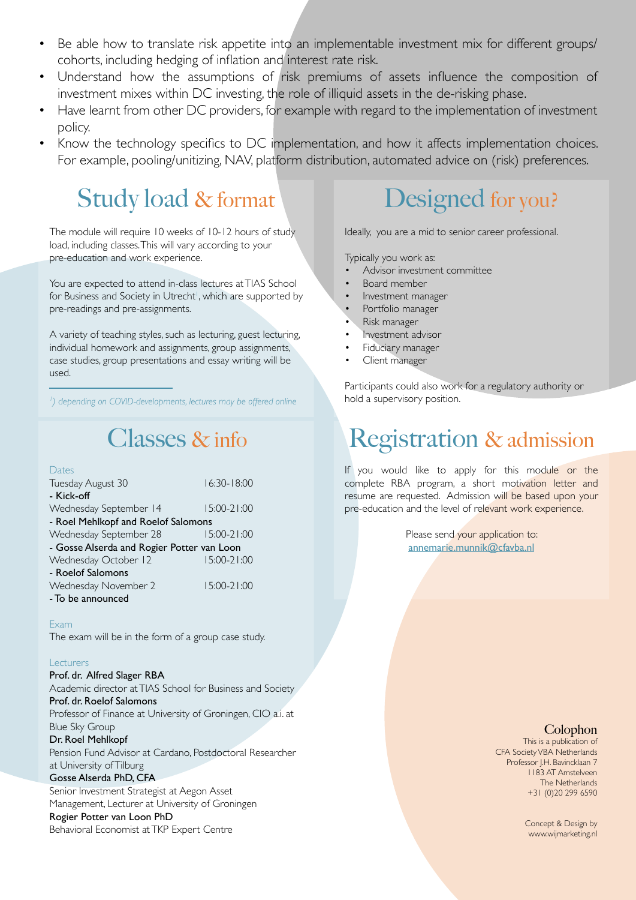- Be able how to translate risk appetite into an implementable investment mix for different groups/cohorts, including hedging of inflation and interest rate risk.
- Understand how the assumptions of risk premiums of assets influence the composition of investment mixes within DC investing, the role of illiquid assets in the de-risking phase.
- Have learnt from other DC providers, for example with regard to the implementation of investment policy.
- Know the technology specifics to DC implementation, and how it affects implementation choices. For example, pooling/unitizing, NAV, platform distribution, automated advice on (risk) preferences.

## Study load & format

The module will require 10 weeks of 10-12 hours of study load, including classes. This will vary according to your pre-education and work experience.

You are expected to attend in-class lectures at TIAS School for Business and Society in Utrecht[1], which are supported by pre-readings and pre-assignments.

A variety of teaching styles, such as lecturing, guest lecturing, individual homework and assignments, group assignments, case studies, group presentations and essay writing will be used.

*[1]) depending on COVID-developments, lectures may be offered online*

## Classes & info

Dates

| | |
|---|---|
| Tuesday August 30 | 16:30-18:00 |
| **- Kick-off** | |
| Wednesday September 14 | 15:00-21:00 |
| **- Roel Mehlkopf and Roelof Salomons** | |
| Wednesday September 28 | 15:00-21:00 |
| **- Gosse Alserda and Rogier Potter van Loon** | |
| Wednesday October 12 | 15:00-21:00 |
| **- Roelof Salomons** | |
| Wednesday November 2 | 15:00-21:00 |
| **- To be announced** | |

Exam

The exam will be in the form of a group case study.

Lecturers

**Prof. dr. Alfred Slager RBA**
Academic director at TIAS School for Business and Society

**Prof. dr. Roelof Salomons**
Professor of Finance at University of Groningen, CIO a.i. at Blue Sky Group

**Dr. Roel Mehlkopf**
Pension Fund Advisor at Cardano, Postdoctoral Researcher at University of Tilburg

**Gosse Alserda PhD, CFA**
Senior Investment Strategist at Aegon Asset Management, Lecturer at University of Groningen

**Rogier Potter van Loon PhD**
Behavioral Economist at TKP Expert Centre

## Designed for you?

Ideally, you are a mid to senior career professional.

Typically you work as:

- Advisor investment committee
- Board member
- Investment manager
- Portfolio manager
- Risk manager
- Investment advisor
- Fiduciary manager
- Client manager

Participants could also work for a regulatory authority or hold a supervisory position.

## Registration & admission

If you would like to apply for this module or the complete RBA program, a short motivation letter and resume are requested. Admission will be based upon your pre-education and the level of relevant work experience.

Please send your application to:
annemarie.munnik@cfavba.nl

### Colophon

This is a publication of
CFA Society VBA Netherlands
Professor J.H. Bavincklaan 7
1183 AT Amstelveen
The Netherlands
+31 (0)20 299 6590

Concept & Design by
www.wijmarketing.nl